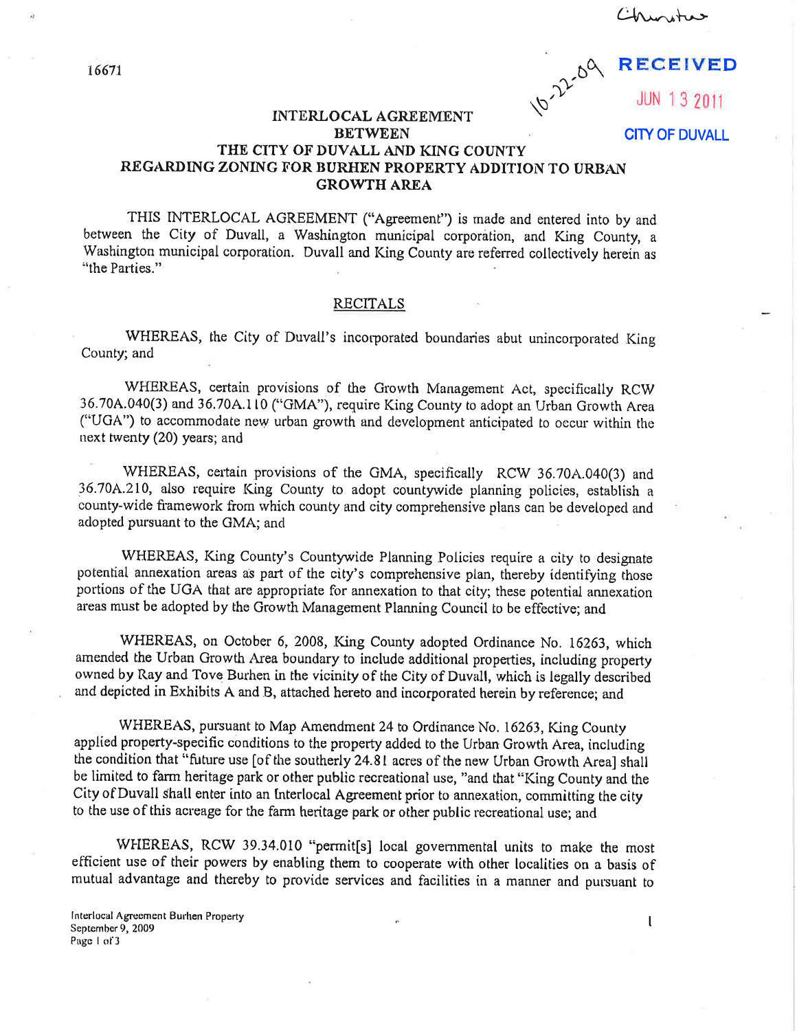16671

RECEIVED

JUN 13 2011

CITY OF DUVALL

# INTERLOCAL AGREEMENT BETWEEN THE CITY OF DUVALL AND KING COUNTY REGARDING ZONING FOR BURHEN PROPERTY ADDITION TO URBAN GROWTH AREA

THIS INTERLOCAL AGREEMENT ("Agreement") is made and entered into by and between the City of Duvall, a Washington municipal corporation, and King County, a Washington municipal corporation. Duvall and King County are referred collectively herein as "the Parties."

## RECITALS

WHEREAS, the City of Duvall's incorporated boundaries abut unincorporated King County; and

WHEREAS, certain provisions of the Growth Management Act, specifically RCW 36.70A.040(3) and 36.70A.110 ("GMA"), require King County to adopt an Urban Growth Area ("UGA") to accommodate new urban growth and development anticipated to occur within the next twenty (20) years; and

WHEREAS, certain provisions of the GMA, specifically RCW 36.70A.040(3) and 36.70A.210, also require King County to adopt countywide planning policies, establish a county-wide framework from which county and city comprehensive plans can be developed and adopted pursuant to the GMA; and

WHEREAS, King County's Countywide Planning Policies require a city to designate potential annexation areas as part of the city's comprehensive plan, thereby identifying those portions of the UGA that are appropriate for annexation to that city; these potential annexation areas must be adopted by the Growth Management Planning Council to be effective; and

WHEREAS, on October 6, 2008, King County adopted Ordinance No. 16263, which amended the Urban Growth Area boundary to include additional properties, including property owned by Ray and Tove Burhen in the vicinity of the City of Duvall, which is legally described and depicted in Exhibits A and B, attached hereto and incorporated herein by reference; and

WHEREAS, pursuant to Map Amendment 24 to Ordinance No. 16263, King County applied property-specific conditions to the property added to the Urban Growth Area, including the condition that "future use [of the southerly 24.81 acres of the new Urban Growth Area] shall be limited to farm heritage park or other public recreational use, "and that "King County and the City of Duvall shall enter into an Interlocal Agreement prior to annexation, committing the city to the use of this acreage for the farm heritage park or other public recreational use; and

WHEREAS, RCW 39.34.010 "permit[s] local governmental units to make the most efficient use of their powers by enabling them to cooperate with other localities on a basis of mutual advantage and thereby to provide services and facilities in a manner and pursuant to

Interlocal Agreement Burhen Property
September 9, 2009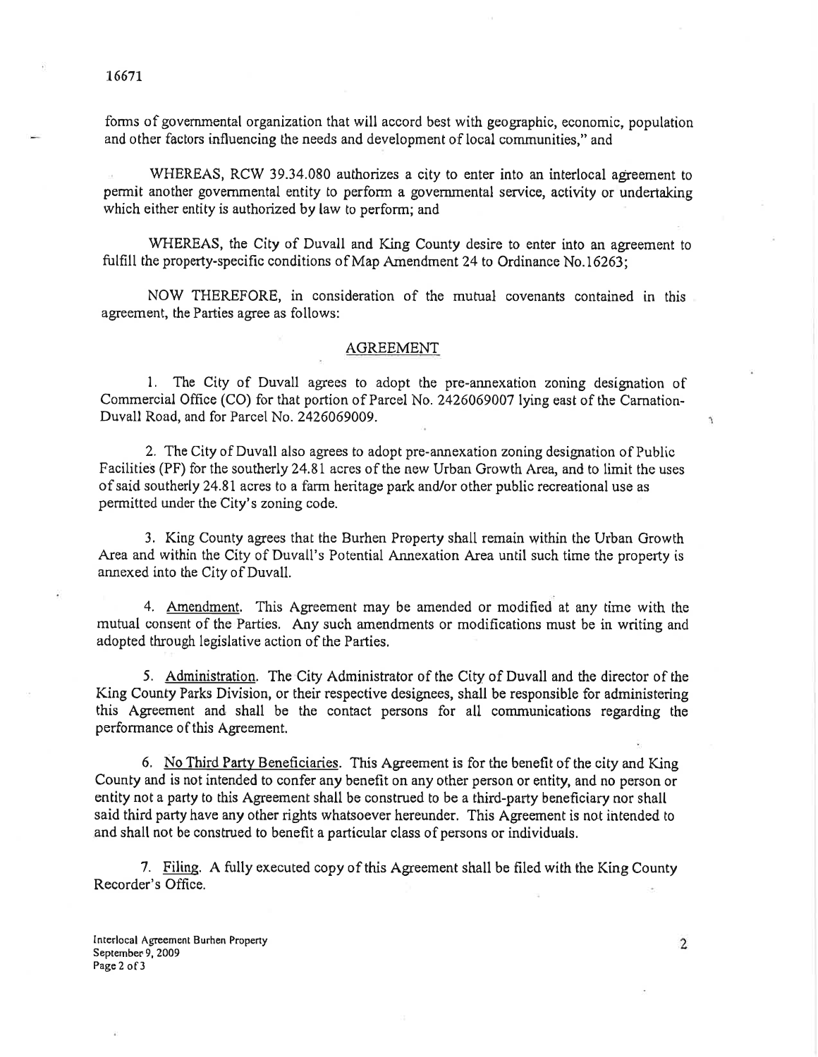forms of governmental organization that will accord best with geographic, economic, population and other factors influencing the needs and development of local communities," and

WHEREAS, RCW 39.34.080 authorizes a city to enter into an interlocal agreement to permit another governmental entity to perform a governmental service, activity or undertaking which either entity is authorized by law to perform; and

WHEREAS, the City of Duvall and King County desire to enter into an agreement to fulfill the property-specific conditions of Map Amendment 24 to Ordinance No.16263;

NOW THEREFORE, in consideration of the mutual covenants contained in this agreement, the Parties agree as follows:

## AGREEMENT

1. The City of Duvall agrees to adopt the pre-annexation zoning designation of Commercial Office (CO) for that portion of Parcel No. 2426069007 lying east of the Carnation-Duvall Road, and for Parcel No. 2426069009.

2. The City of Duvall also agrees to adopt pre-annexation zoning designation of Public Facilities (PF) for the southerly 24.81 acres of the new Urban Growth Area, and to limit the uses of said southerly 24.81 acres to a farm heritage park and/or other public recreational use as permitted under the City's zoning code.

3. King County agrees that the Burhen Property shall remain within the Urban Growth Area and within the City of Duvall's Potential Annexation Area until such time the property is annexed into the City of Duvall.

4. Amendment. This Agreement may be amended or modified at any time with the mutual consent of the Parties. Any such amendments or modifications must be in writing and adopted through legislative action of the Parties.

5. Administration. The City Administrator of the City of Duvall and the director of the King County Parks Division, or their respective designees, shall be responsible for administering this Agreement and shall be the contact persons for all communications regarding the performance of this Agreement.

6. No Third Party Beneficiaries. This Agreement is for the benefit of the city and King County and is not intended to confer any benefit on any other person or entity, and no person or entity not a party to this Agreement shall be construed to be a third-party beneficiary nor shall said third party have any other rights whatsoever hereunder. This Agreement is not intended to and shall not be construed to benefit a particular class of persons or individuals.

7. Filing. A fully executed copy of this Agreement shall be filed with the King County Recorder's Office.

Interlocal Agreement Burhen Property
September 9, 2009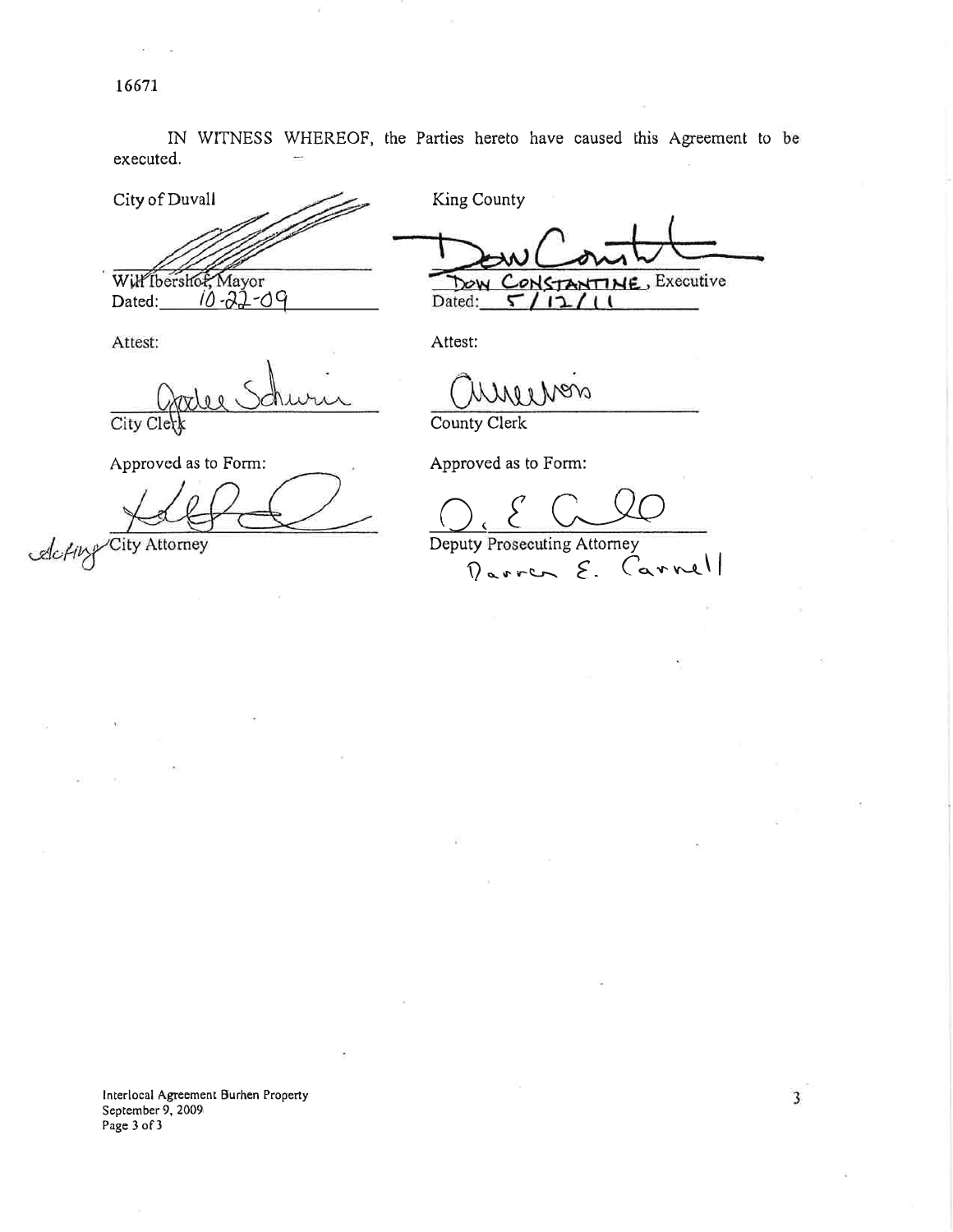16671

IN WITNESS WHEREOF, the Parties hereto have caused this Agreement to be executed.

City of Duvall

Will Ibershof, Mayor
Dated: 10-22-09

Attest:

City Clerk

Approved as to Form:

Acting City Attorney

King County

DOW CONSTANTINE, Executive
Dated: 5/12/11

Attest:

County Clerk

Approved as to Form:

Deputy Prosecuting Attorney
Darren E. Carnell

Interlocal Agreement Burhen Property
September 9, 2009